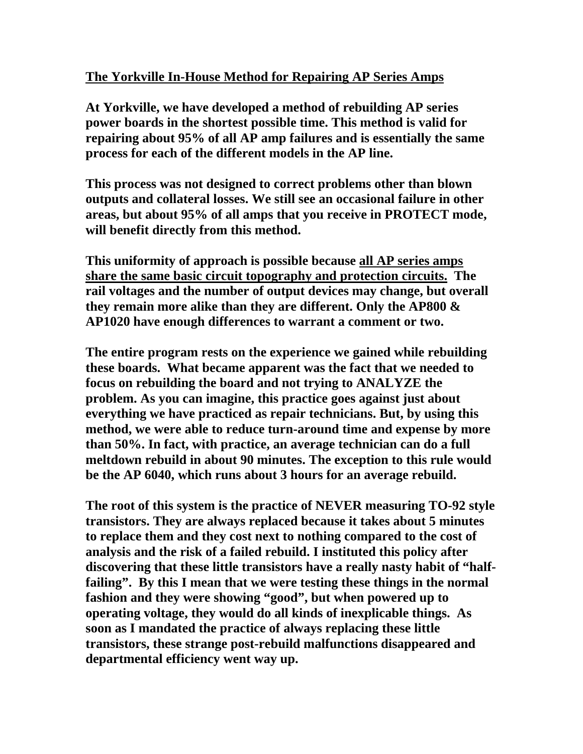**<u>The Yorkville In-House Method for Repairing AP Series Amps</u>**

**At Yorkville, we have developed a method of rebuilding AP series power boards in the shortest possible time. This method is valid for repairing about 95% of all AP amp failures and is essentially the same process for each of the different models in the AP line.**

**This process was not designed to correct problems other than blown outputs and collateral losses. We still see an occasional failure in other areas, but about 95% of all amps that you receive in PROTECT mode, will benefit directly from this method.**

**This uniformity of approach is possible because <u>all AP series amps share the same basic circuit topography and protection circuits.</u> The rail voltages and the number of output devices may change, but overall they remain more alike than they are different. Only the AP800 & AP1020 have enough differences to warrant a comment or two.**

**The entire program rests on the experience we gained while rebuilding these boards. What became apparent was the fact that we needed to focus on rebuilding the board and not trying to ANALYZE the problem. As you can imagine, this practice goes against just about everything we have practiced as repair technicians. But, by using this method, we were able to reduce turn-around time and expense by more than 50%. In fact, with practice, an average technician can do a full meltdown rebuild in about 90 minutes. The exception to this rule would be the AP 6040, which runs about 3 hours for an average rebuild.**

**The root of this system is the practice of NEVER measuring TO-92 style transistors. They are always replaced because it takes about 5 minutes to replace them and they cost next to nothing compared to the cost of analysis and the risk of a failed rebuild. I instituted this policy after discovering that these little transistors have a really nasty habit of "half-failing". By this I mean that we were testing these things in the normal fashion and they were showing "good", but when powered up to operating voltage, they would do all kinds of inexplicable things. As soon as I mandated the practice of always replacing these little transistors, these strange post-rebuild malfunctions disappeared and departmental efficiency went way up.**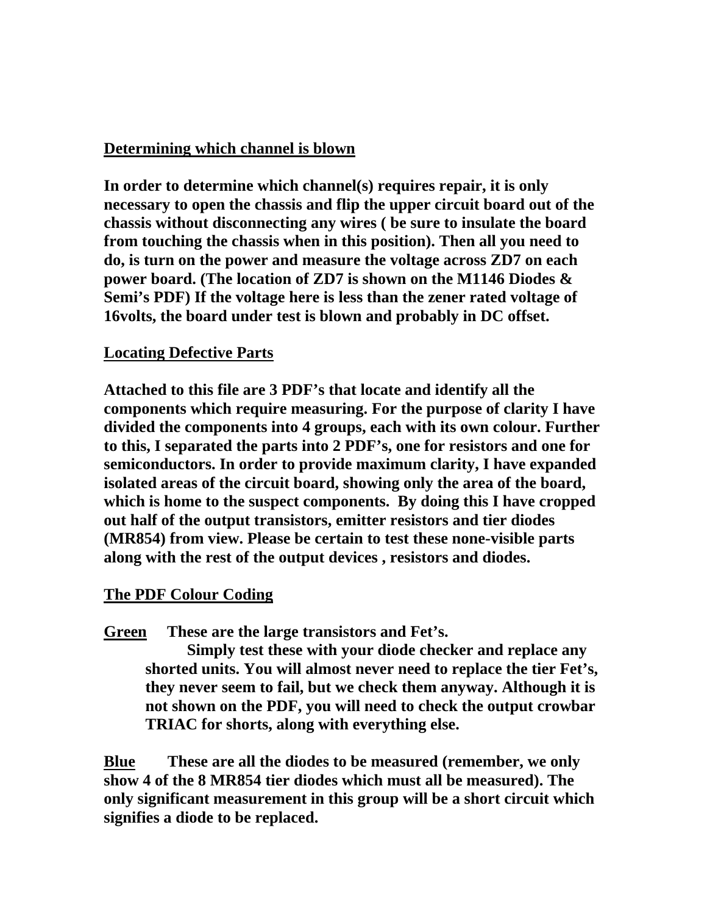**Determining which channel is blown**

**In order to determine which channel(s) requires repair, it is only necessary to open the chassis and flip the upper circuit board out of the chassis without disconnecting any wires ( be sure to insulate the board from touching the chassis when in this position). Then all you need to do, is turn on the power and measure the voltage across ZD7 on each power board. (The location of ZD7 is shown on the M1146 Diodes & Semi's PDF) If the voltage here is less than the zener rated voltage of 16volts, the board under test is blown and probably in DC offset.**

**Locating Defective Parts**

**Attached to this file are 3 PDF's that locate and identify all the components which require measuring. For the purpose of clarity I have divided the components into 4 groups, each with its own colour. Further to this, I separated the parts into 2 PDF's, one for resistors and one for semiconductors. In order to provide maximum clarity, I have expanded isolated areas of the circuit board, showing only the area of the board, which is home to the suspect components. By doing this I have cropped out half of the output transistors, emitter resistors and tier diodes (MR854) from view. Please be certain to test these none-visible parts along with the rest of the output devices , resistors and diodes.**

**The PDF Colour Coding**

**Green** **These are the large transistors and Fet's.**
**Simply test these with your diode checker and replace any shorted units. You will almost never need to replace the tier Fet's, they never seem to fail, but we check them anyway. Although it is not shown on the PDF, you will need to check the output crowbar TRIAC for shorts, along with everything else.**

**Blue** **These are all the diodes to be measured (remember, we only show 4 of the 8 MR854 tier diodes which must all be measured). The only significant measurement in this group will be a short circuit which signifies a diode to be replaced.**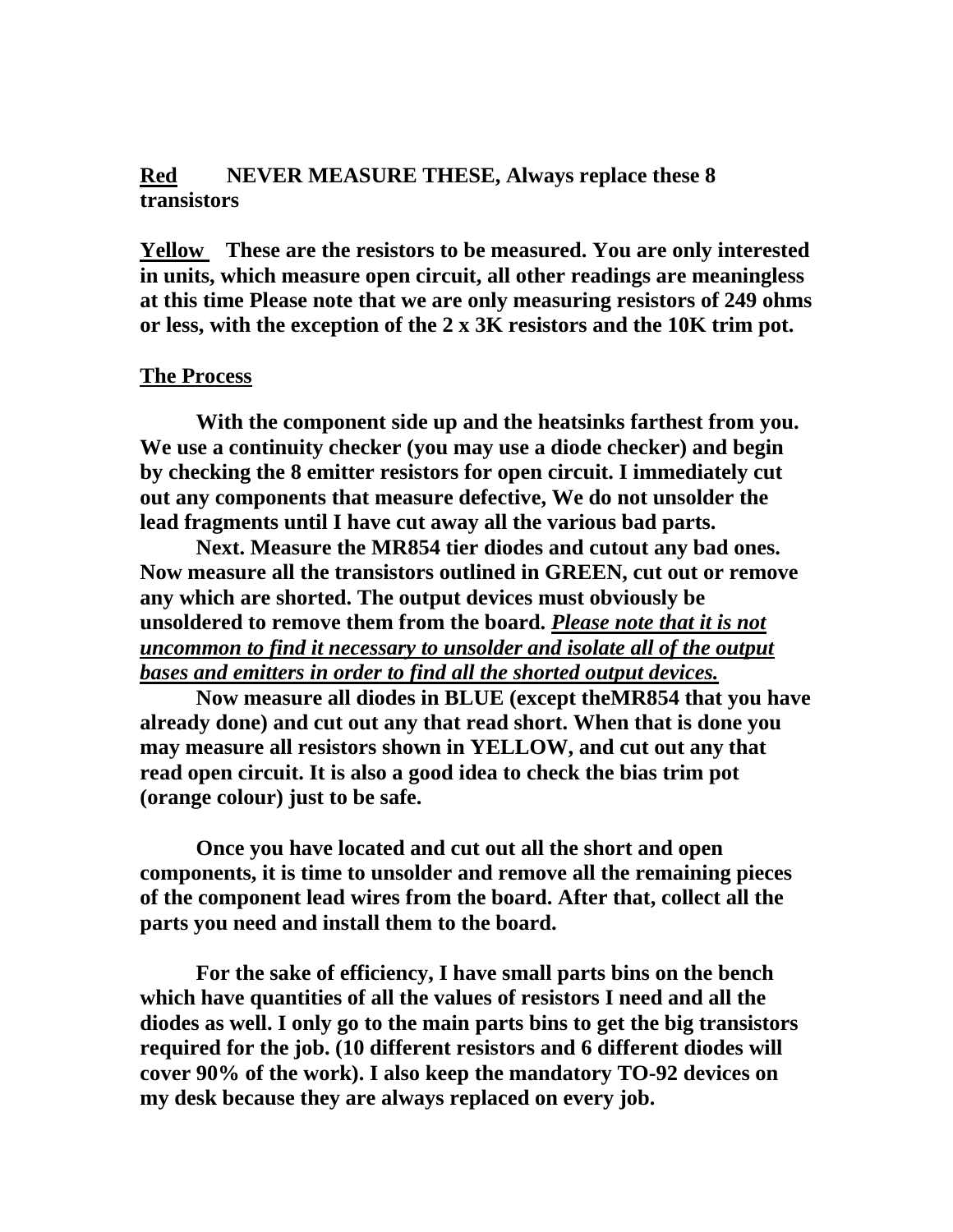**Red** **NEVER MEASURE THESE, Always replace these 8 transistors**

**Yellow** **These are the resistors to be measured. You are only interested in units, which measure open circuit, all other readings are meaningless at this time Please note that we are only measuring resistors of 249 ohms or less, with the exception of the 2 x 3K resistors and the 10K trim pot.**

**The Process**

**With the component side up and the heatsinks farthest from you. We use a continuity checker (you may use a diode checker) and begin by checking the 8 emitter resistors for open circuit. I immediately cut out any components that measure defective, We do not unsolder the lead fragments until I have cut away all the various bad parts.**

**Next. Measure the MR854 tier diodes and cutout any bad ones. Now measure all the transistors outlined in GREEN, cut out or remove any which are shorted. The output devices must obviously be unsoldered to remove them from the board.** ***Please note that it is not uncommon to find it necessary to unsolder and isolate all of the output bases and emitters in order to find all the shorted output devices.***

**Now measure all diodes in BLUE (except theMR854 that you have already done) and cut out any that read short. When that is done you may measure all resistors shown in YELLOW, and cut out any that read open circuit. It is also a good idea to check the bias trim pot (orange colour) just to be safe.**

**Once you have located and cut out all the short and open components, it is time to unsolder and remove all the remaining pieces of the component lead wires from the board. After that, collect all the parts you need and install them to the board.**

**For the sake of efficiency, I have small parts bins on the bench which have quantities of all the values of resistors I need and all the diodes as well. I only go to the main parts bins to get the big transistors required for the job. (10 different resistors and 6 different diodes will cover 90% of the work). I also keep the mandatory TO-92 devices on my desk because they are always replaced on every job.**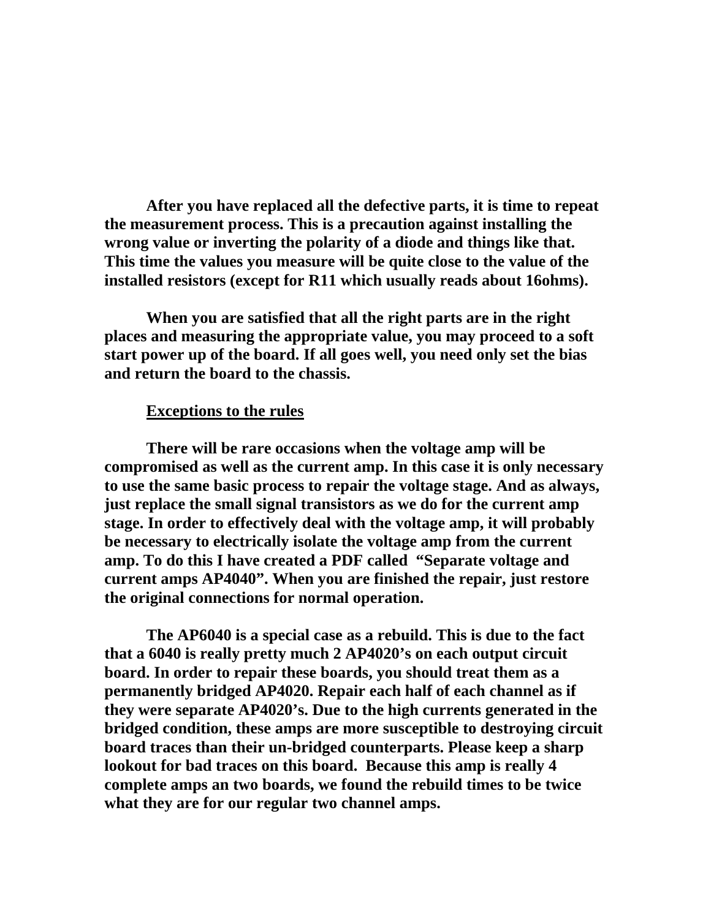**After you have replaced all the defective parts, it is time to repeat the measurement process. This is a precaution against installing the wrong value or inverting the polarity of a diode and things like that. This time the values you measure will be quite close to the value of the installed resistors (except for R11 which usually reads about 16ohms).**

**When you are satisfied that all the right parts are in the right places and measuring the appropriate value, you may proceed to a soft start power up of the board. If all goes well, you need only set the bias and return the board to the chassis.**

## Exceptions to the rules

**There will be rare occasions when the voltage amp will be compromised as well as the current amp. In this case it is only necessary to use the same basic process to repair the voltage stage. And as always, just replace the small signal transistors as we do for the current amp stage. In order to effectively deal with the voltage amp, it will probably be necessary to electrically isolate the voltage amp from the current amp. To do this I have created a PDF called "Separate voltage and current amps AP4040". When you are finished the repair, just restore the original connections for normal operation.**

**The AP6040 is a special case as a rebuild. This is due to the fact that a 6040 is really pretty much 2 AP4020's on each output circuit board. In order to repair these boards, you should treat them as a permanently bridged AP4020. Repair each half of each channel as if they were separate AP4020's. Due to the high currents generated in the bridged condition, these amps are more susceptible to destroying circuit board traces than their un-bridged counterparts. Please keep a sharp lookout for bad traces on this board. Because this amp is really 4 complete amps an two boards, we found the rebuild times to be twice what they are for our regular two channel amps.**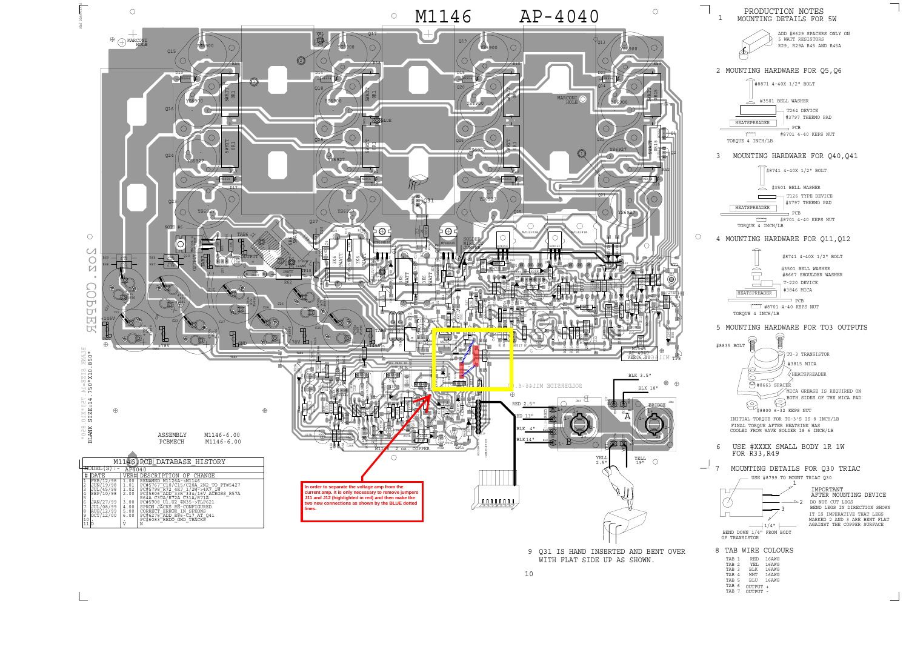# M1146 AP-4040

In order to separate the voltage amp from the current amp. It is only necessary to remove jumpers J11 and J12 (highlighted in red) and then make the two new connections as shown by the BLUE dotted lines.

ASSEMBLY M1146-6.00
PCBMECH M1146-6.00

BLANK SIZE=14.750"X10.850"

| M1146 PCB DATABASE HISTORY | | |
|---|---|---|
| MODEL(S):- AP4040 | | |
| # DATE | VER# | DESCRIPTION OF CHANGE |
| 1 FEB/12/98 | 1.00 | RENAMED M1126A->M1146 |
| 2 JUN/19/98 | 1.01 | PC#5767 C10/C15/C20A 2N2 TO PT#5427 |
| 3 JUL/45/98 | 1.02 | PC#5798 R72 4K7 1/2W->4K7 1W |
| 4 SEP/10/98 | 2.00 | PC#5806 ADD 33R 33u/16V ACROSS R57A R64A C30A/K72A C31A/R71A |
| 5 | | |
| 6 JAN/27/99 | 3.00 | PC#5908 U1,U2 4N35->TLP621 |
| 7 JUL/08/99 | 4.00 | SPKON JACKS RE-CONFIGURED |
| 8 AUG/12/99 | 5.00 | CORRECT ERROR IN SPKONS |
| 9 OCT/12/00 | 6.00 | PC#6278 ADD R86-C17 AT Q41 PC#6083 REDO GND TRACKS |

## PRODUCTION NOTES

1. MOUNTING DETAILS FOR 5W
   ADD #8629 SPACERS ONLY ON 5 WATT RESISTORS R29, R29A R45 AND R45A

2. MOUNTING HARDWARE FOR Q5,Q6
   #8871 4-40X 1/2" BOLT; #3501 BELL WASHER; T264 DEVICE; #3797 THERMO PAD; HEATSPREADER; PCB; #8701 4-40 KEPS NUT; TORQUE 4 INCH/LB

3. MOUNTING HARDWARE FOR Q40,Q41
   #8741 4-40X 1/2" BOLT; #3501 BELL WASHER; T126 TYPE DEVICE; #3797 THERMO PAD; HEATSPREADER; PCB; #8701 4-40 KEPS NUT; TORQUE 4 INCH/LB

4. MOUNTING HARDWARE FOR Q11,Q12
   #8741 4-40X 1/2" BOLT; #3501 BELL WASHER; #8667 SHOULDER WASHER; T-220 DEVICE; #3846 MICA; HEATSPREADER; PCB; #8701 4-40 KEPS NUT; TORQUE 4 INCH/LB

5. MOUNTING HARDWARE FOR TO3 OUTPUTS
   #8835 BOLT; TO-3 TRANSISTOR; #3815 MICA; HEATSPREADER; #8663 SPACER; #8800 6-32 KEPS NUT
   MICA GREASE IS REQUIRED ON BOTH SIDES OF THE MICA PAD
   INITIAL TORQUE FOR TO-3'S IS 8 INCH/LB
   FINAL TORQUE AFTER HEATSINK HAS COOLED FROM WAVE SOLDER IS 6 INCH/LB

6. USE #XXXX SMALL BODY 1R 1W FOR R33,R49

7. MOUNTING DETAILS FOR Q30 TRIAC
   USE #8799 TO MOUNT TRIAC Q30
   IMPORTANT AFTER MOUNTING DEVICE DO NOT CUT LEGS
   BEND LEGS IN DIRECTION SHOWN
   IT IS IMPERATIVE THAT LEGS MARKED 2 AND 3 ARE BENT FLAT AGAINST THE COPPER SURFACE
   BEND DOWN 1/4" FROM BODY OF TRANSISTOR

8. TAB WIRE COLOURS

| TAB | COLOUR | GAUGE |
|---|---|---|
| TAB 1 | RED | 16AWG |
| TAB 2 | YEL | 16AWG |
| TAB 3 | BLK | 16AWG |
| TAB 4 | WHT | 16AWG |
| TAB 5 | BLU | 16AWG |
| TAB 6 | OUTPUT + | |
| TAB 7 | OUTPUT - | |

9. Q31 IS HAND INSERTED AND BENT OVER WITH FLAT SIDE UP AS SHOWN.

10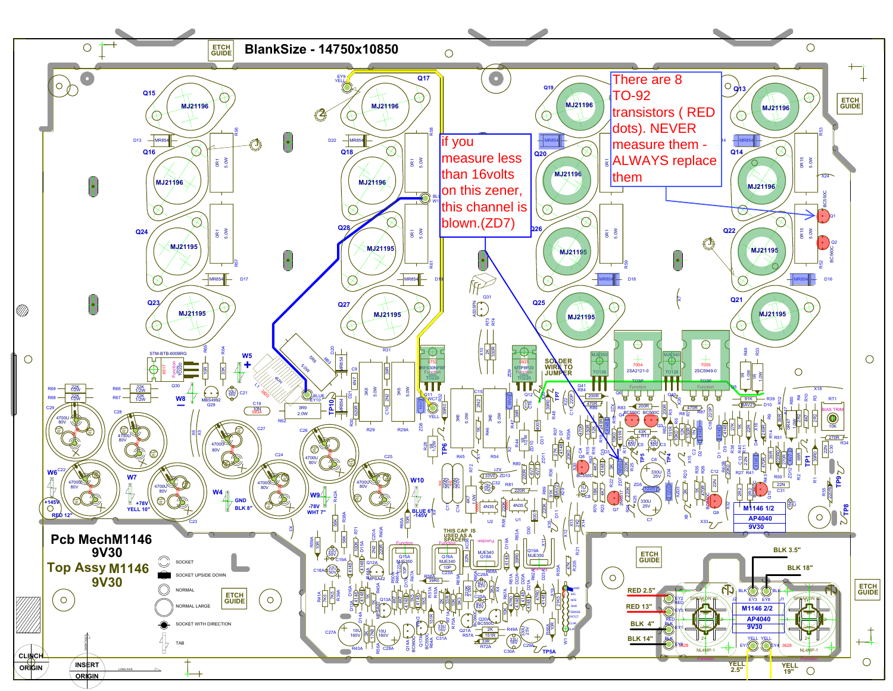# BlankSize - 14750x10850

There are 8 TO-92 transistors ( RED dots). NEVER measure them - ALWAYS replace them

if you measure less than 16volts on this zener, this channel is blown.(ZD7)

SOLDER WIRE TO JUMPER

THIS CAP IS USED AS A SPACER

**Pcb MechM1146 9V30**

**Top Assy M1146 9V30**

- SOCKET
- SOCKET UPSIDE DOWN
- NORMAL
- NORMAL LARGE
- SOCKET WITH DIRECTION
- TAB

M1146 1/2
AP4040
9V30

M1146 2/2
AP4040
9V30

RED 2.5"
RED 13"
BLK 4"
BLK 14"
BLK 3.5"
BLK 18"
YELL 2.5"
YELL 19"

+145V RED 12"
+78V YELL 10"
GND BLK 8"
-78V WHT 7"
BLUE 6" -145V

CLINCH ORIGIN
INSERT ORIGIN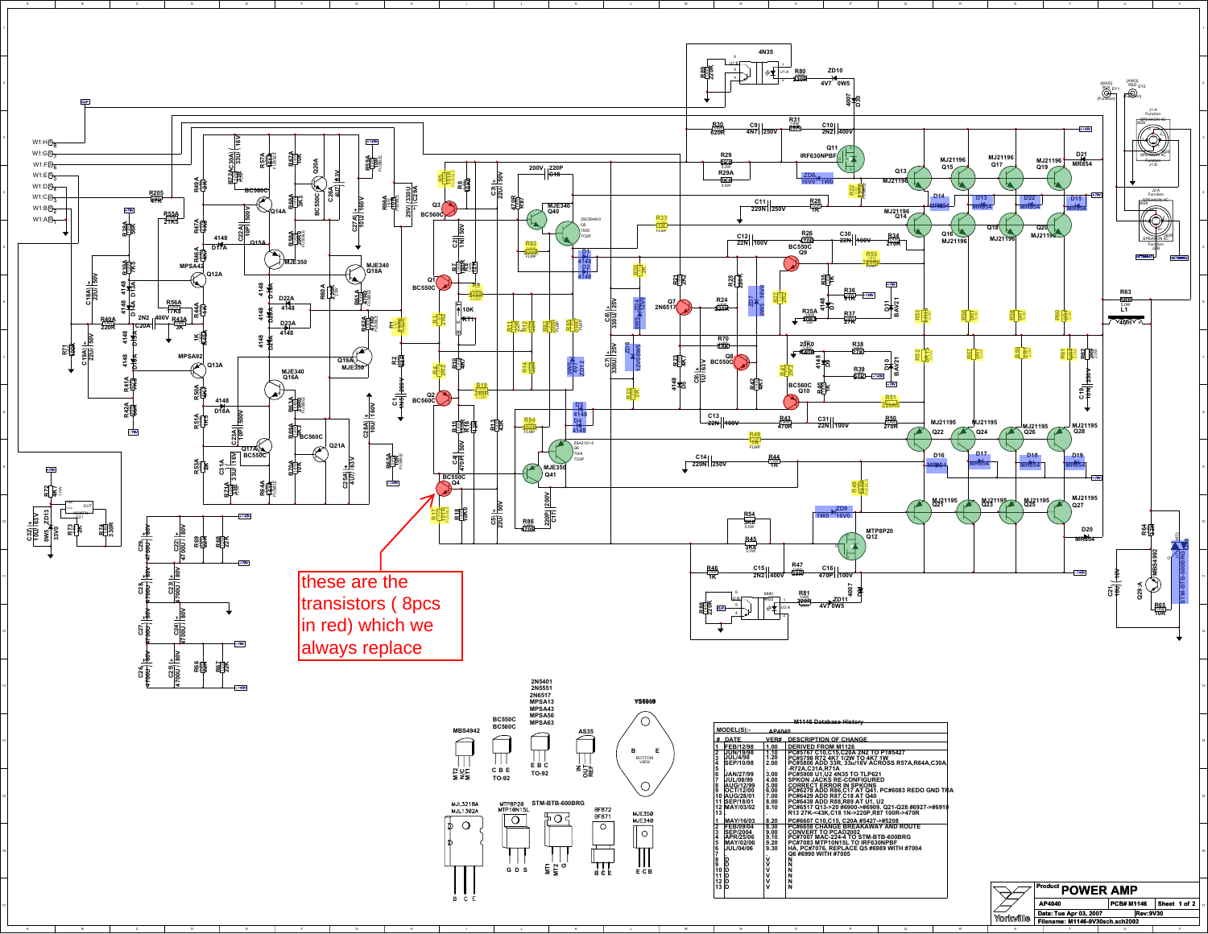these are the transistors ( 8pcs in red) which we always replace

## M1146 Database History

MODEL(S):- AP4040

| # | DATE | VER# | DESCRIPTION OF CHANGE |
|---|---|---|---|
| 1 | FEB/12/98 | 1.00 | DERIVED FROM M1126 |
| 2 | JUN/19/98 | 1.10 | PC#5767 C10,C15,C20A 2N2 TO PT#5427 |
| 3 | JUL/4/98 | 1.20 | PC#5798 R72 4K7 1/2W TO 4K7 1W |
| 4 | SEP/10/98 | 2.00 | PC#5806 ADD 33R, 33u/16V ACROSS R57A,R64A,C30A -R72A,C31A,R71A |
| 5 | | | |
| 6 | JAN/27/99 | 3.00 | PC#5908 U1,U2 4N35 TO TLP621 |
| 7 | JUL/08/99 | 4.00 | SPKON JACKS RE-CONFIGURED |
| 8 | AUG/12/99 | 5.00 | CORRECT ERROR IN SPKONS |
| 9 | OCT/12/00 | 6.00 | PC#6278 ADD R86,C17 AT Q41. PC#6083 REDO GND TRA |
| 10 | AUG/28/01 | 7.00 | PC#6429 ADD R87,C18 AT Q40 |
| 11 | SEP/18/01 | 8.00 | PC#6438 ADD R88,R89 AT U1, U2 |
| 12 | MAY/03/02 | 8.10 | PC#6517 Q13->20 #6900->#6909, Q21-Q28 #6927->#6910 R13 27K->43K,C18 1N->220P,R87 100R->470R |
| 13 | | | |
| 1 | MAY/16/03 | 8.20 | PC#6607 C10,C15, C20A #5427->#5208 |
| 2 | FEB/09/04 | 8.30 | PC#6658 CHANGE BREAKAWAY AND ROUTE |
| 3 | SEP/2004 | 9.00 | CONVERT TO PCAD2002 |
| 4 | APR/25/06 | 9.10 | PC#7007 MAC-224-4 TO STM-BTB-600BRG |
| 5 | MAY/02/06 | 9.20 | PC#7083 MTP10N15L TO IRF630NPBF |
| 6 | JUL/04/06 | 9.30 | HA, PC#7076, REPLACE Q5 #6989 WITH #7004 Q6 #6990 WITH #7005 |
| 7 | | | |
| 8 | D | V | N |
| 9 | D | V | N |
| 10 | D | V | N |
| 11 | D | V | N |
| 12 | D | V | N |
| 13 | D | V | N |

| Product | POWER AMP | | |
|---|---|---|---|
| AP4040 | | PCB# M1146 | Sheet 1 of 2 |
| Date: Tue Apr 03, 2007 | | Rev:9V30 | |
| Filename: M1146-9V30sch.sch2002 | | | |

Yorkville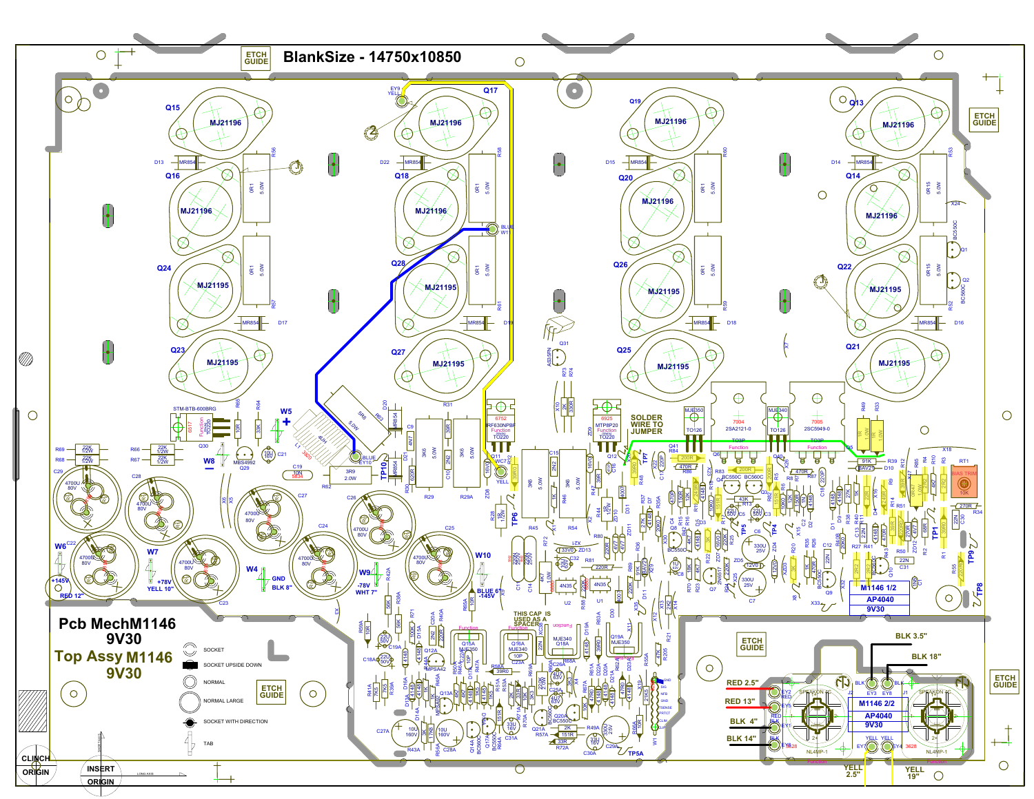# BlankSize - 14750x10850

ETCH GUIDE

**Pcb MechM1146**
**9V30**

**Top Assy M1146**
**9V30**

SOCKET
SOCKET UPSIDE DOWN
NORMAL
NORMAL LARGE
SOCKET WITH DIRECTION
TAB

SOLDER WIRE TO JUMPER

THIS CAP IS USED AS A SPACER

W5 +
W8 −
W6 +145V RED 12"
W7 +78V YELL 10"
W4 GND BLK 8"
W9 -78V WHT 7"
W10 BLUE 6" -145V

RED 2.5"
RED 13"
BLK 4"
BLK 14"
BLK 3.5"
BLK 18"
YELL 2.5"
YELL 19"

M1146 1/2
AP4040
9V30

M1146 2/2
AP4040
9V30

CLINCH ORIGIN

INSERT ORIGIN